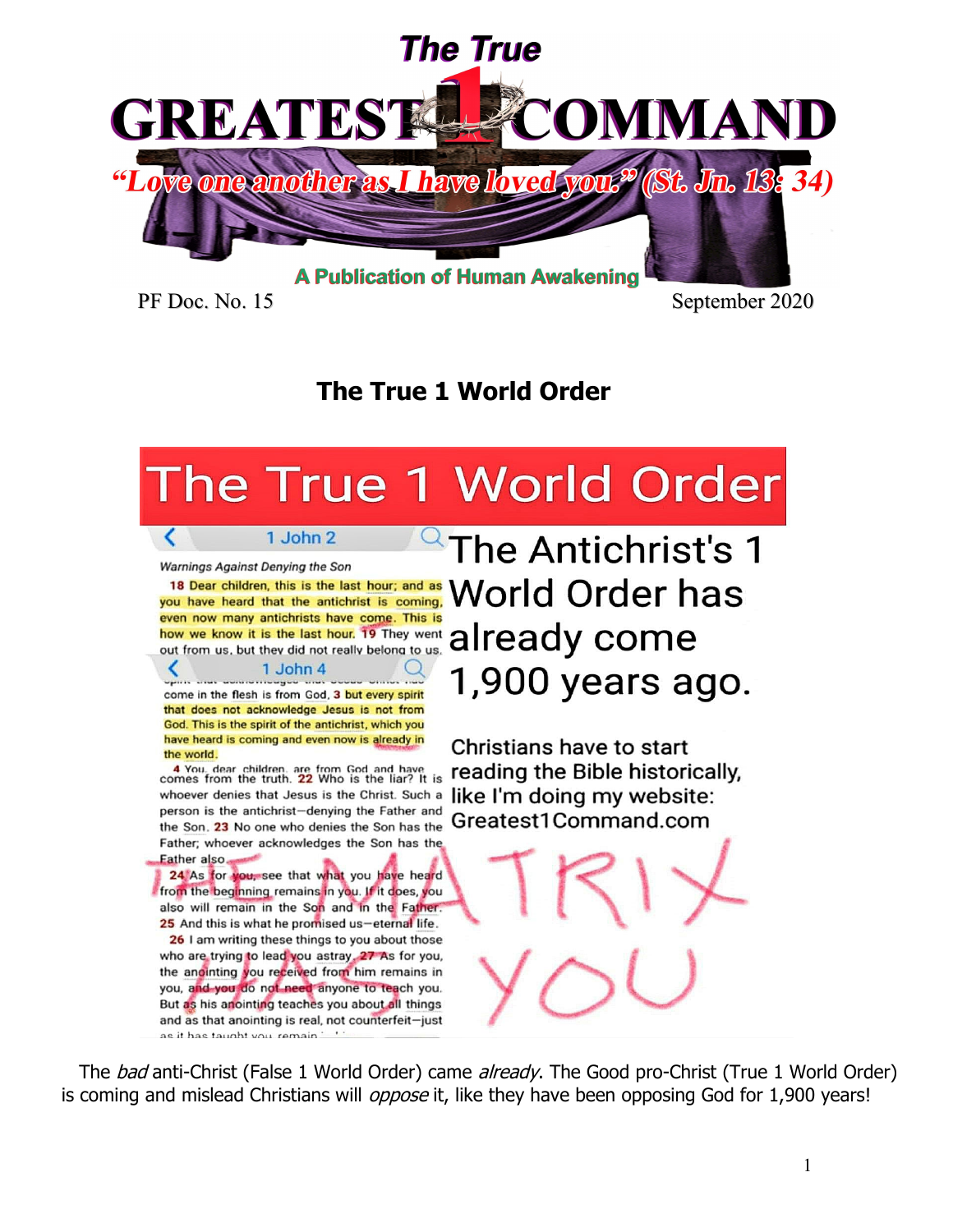# The True GREATEST 1 COMMAND

*"Love one another as I have loved you." (St. Jn. 13: 34)*

**A Publication of Human Awakening**

PF Doc. No. 15 September 2020

## The True 1 World Order

# The True 1 World Order

**1 John 2**

*Warnings Against Denying the Son*

**18** Dear children, this is the last hour; and as you have heard that the antichrist is coming, even now many antichrists have come. This is how we know it is the last hour. **19** They went out from us, but they did not really belong to us.

**1 John 4**

come in the flesh is from God, **3** but every spirit that does not acknowledge Jesus is not from God. This is the spirit of the antichrist, which you have heard is coming and even now is already in the world.

**4** You, dear children, are from God and have

comes from the truth. **22** Who is the liar? It is whoever denies that Jesus is the Christ. Such a person is the antichrist—denying the Father and the Son. **23** No one who denies the Son has the Father; whoever acknowledges the Son has the Father also.

**24** As for you, see that what you have heard from the beginning remains in you. If it does, you also will remain in the Son and in the Father. **25** And this is what he promised us—eternal life.

**26** I am writing these things to you about those who are trying to lead you astray. **27** As for you, the anointing you received from him remains in you, and you do not need anyone to teach you. But as his anointing teaches you about all things and as that anointing is real, not counterfeit—just as it has taught you, remain ...

The Antichrist's 1 World Order has already come 1,900 years ago.

Christians have to start reading the Bible historically, like I'm doing my website: Greatest1Command.com

THE MATRIX HAS YOU

The *bad* anti-Christ (False 1 World Order) came *already*. The Good pro-Christ (True 1 World Order) is coming and mislead Christians will *oppose* it, like they have been opposing God for 1,900 years!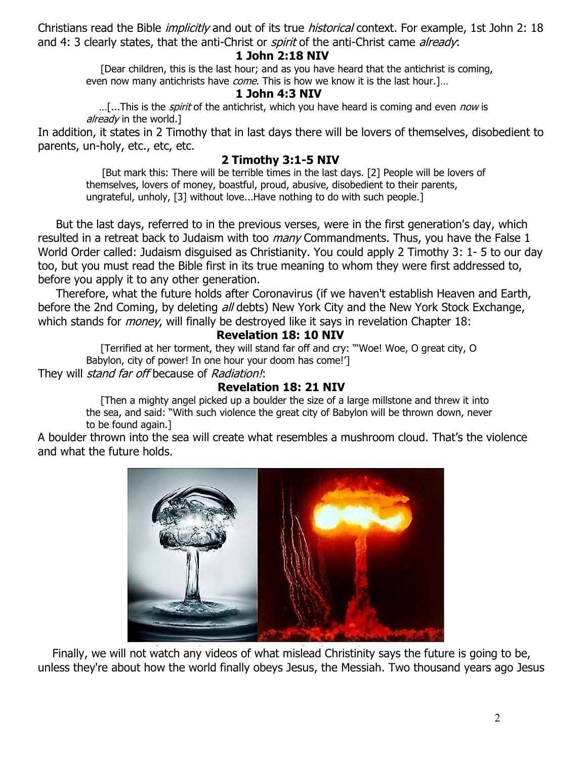Christians read the Bible *implicitly* and out of its true *historical* context. For example, 1st John 2: 18 and 4: 3 clearly states, that the anti-Christ or *spirit* of the anti-Christ came *already*:

**1 John 2:18 NIV**

> [Dear children, this is the last hour; and as you have heard that the antichrist is coming, even now many antichrists have *come*. This is how we know it is the last hour.]…

**1 John 4:3 NIV**

> …[...This is the *spirit* of the antichrist, which you have heard is coming and even *now* is *already* in the world.]

In addition, it states in 2 Timothy that in last days there will be lovers of themselves, disobedient to parents, un-holy, etc., etc, etc.

**2 Timothy 3:1-5 NIV**

> [But mark this: There will be terrible times in the last days. [2] People will be lovers of themselves, lovers of money, boastful, proud, abusive, disobedient to their parents, ungrateful, unholy, [3] without love...Have nothing to do with such people.]

But the last days, referred to in the previous verses, were in the first generation's day, which resulted in a retreat back to Judaism with too *many* Commandments. Thus, you have the False 1 World Order called: Judaism disguised as Christianity. You could apply 2 Timothy 3: 1- 5 to our day too, but you must read the Bible first in its true meaning to whom they were first addressed to, before you apply it to any other generation.

Therefore, what the future holds after Coronavirus (if we haven't establish Heaven and Earth, before the 2nd Coming, by deleting *all* debts) New York City and the New York Stock Exchange, which stands for *money*, will finally be destroyed like it says in revelation Chapter 18:

**Revelation 18: 10 NIV**

> [Terrified at her torment, they will stand far off and cry: "'Woe! Woe, O great city, O Babylon, city of power! In one hour your doom has come!']

They will *stand far off* because of *Radiation!*:

**Revelation 18: 21 NIV**

> [Then a mighty angel picked up a boulder the size of a large millstone and threw it into the sea, and said: "With such violence the great city of Babylon will be thrown down, never to be found again.]

A boulder thrown into the sea will create what resembles a mushroom cloud. That's the violence and what the future holds.

Finally, we will not watch any videos of what mislead Christinity says the future is going to be, unless they're about how the world finally obeys Jesus, the Messiah. Two thousand years ago Jesus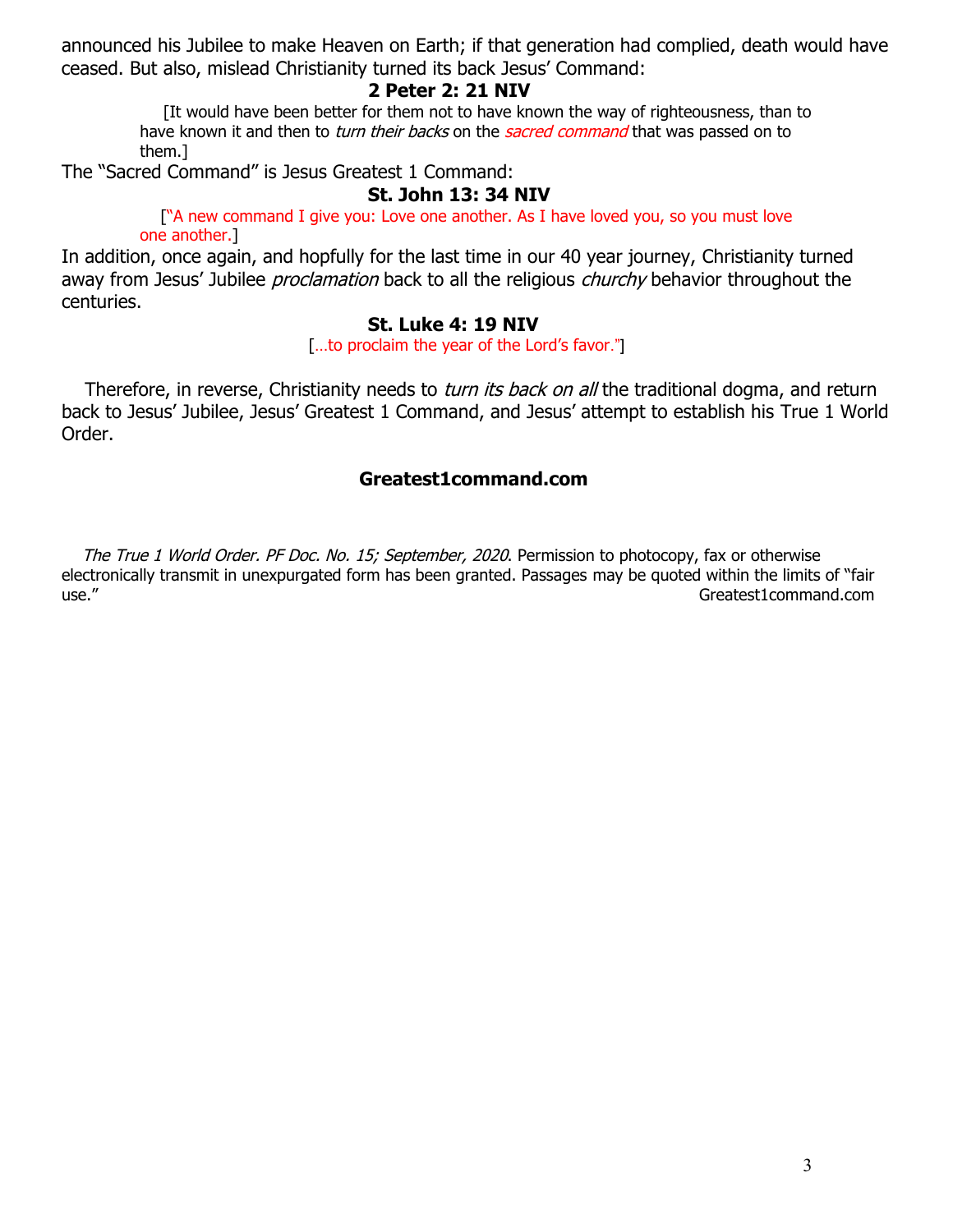announced his Jubilee to make Heaven on Earth; if that generation had complied, death would have ceased. But also, mislead Christianity turned its back Jesus' Command:

**2 Peter 2: 21 NIV**

> [It would have been better for them not to have known the way of righteousness, than to have known it and then to *turn their backs* on the *sacred command* that was passed on to them.]

The "Sacred Command" is Jesus Greatest 1 Command:

**St. John 13: 34 NIV**

> ["A new command I give you: Love one another. As I have loved you, so you must love one another.]

In addition, once again, and hopfully for the last time in our 40 year journey, Christianity turned away from Jesus' Jubilee *proclamation* back to all the religious *churchy* behavior throughout the centuries.

**St. Luke 4: 19 NIV**

[…to proclaim the year of the Lord's favor."]

Therefore, in reverse, Christianity needs to *turn its back on all* the traditional dogma, and return back to Jesus' Jubilee, Jesus' Greatest 1 Command, and Jesus' attempt to establish his True 1 World Order.

**Greatest1command.com**

*The True 1 World Order. PF Doc. No. 15; September, 2020*. Permission to photocopy, fax or otherwise electronically transmit in unexpurgated form has been granted. Passages may be quoted within the limits of "fair use." Greatest1command.com